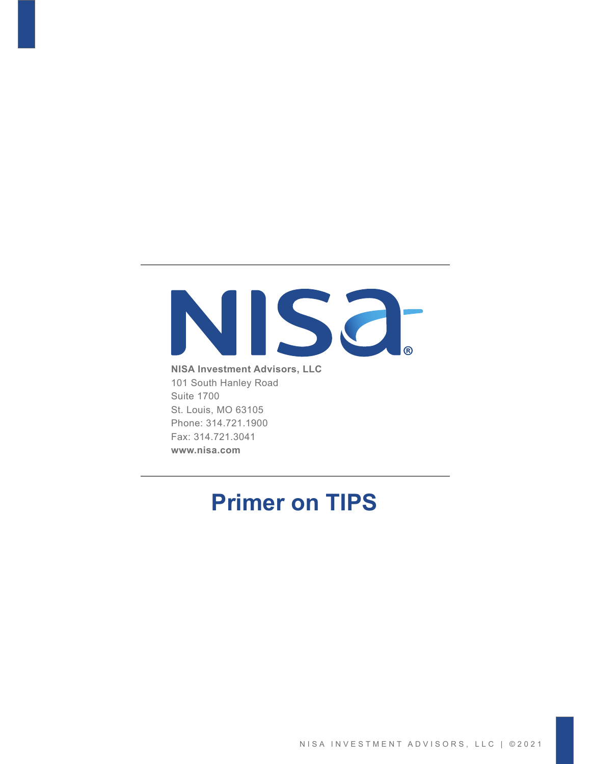**NISA Investment Advisors, LLC**
101 South Hanley Road
Suite 1700
St. Louis, MO 63105
Phone: 314.721.1900
Fax: 314.721.3041
**www.nisa.com**

# Primer on TIPS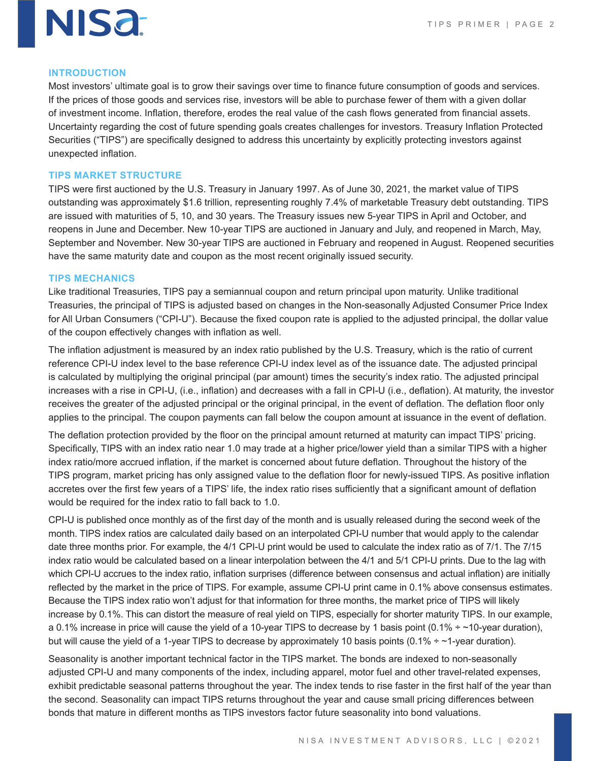## INTRODUCTION

Most investors' ultimate goal is to grow their savings over time to finance future consumption of goods and services. If the prices of those goods and services rise, investors will be able to purchase fewer of them with a given dollar of investment income. Inflation, therefore, erodes the real value of the cash flows generated from financial assets. Uncertainty regarding the cost of future spending goals creates challenges for investors. Treasury Inflation Protected Securities ("TIPS") are specifically designed to address this uncertainty by explicitly protecting investors against unexpected inflation.

## TIPS MARKET STRUCTURE

TIPS were first auctioned by the U.S. Treasury in January 1997. As of June 30, 2021, the market value of TIPS outstanding was approximately $1.6 trillion, representing roughly 7.4% of marketable Treasury debt outstanding. TIPS are issued with maturities of 5, 10, and 30 years. The Treasury issues new 5-year TIPS in April and October, and reopens in June and December. New 10-year TIPS are auctioned in January and July, and reopened in March, May, September and November. New 30-year TIPS are auctioned in February and reopened in August. Reopened securities have the same maturity date and coupon as the most recent originally issued security.

## TIPS MECHANICS

Like traditional Treasuries, TIPS pay a semiannual coupon and return principal upon maturity. Unlike traditional Treasuries, the principal of TIPS is adjusted based on changes in the Non-seasonally Adjusted Consumer Price Index for All Urban Consumers ("CPI-U"). Because the fixed coupon rate is applied to the adjusted principal, the dollar value of the coupon effectively changes with inflation as well.

The inflation adjustment is measured by an index ratio published by the U.S. Treasury, which is the ratio of current reference CPI-U index level to the base reference CPI-U index level as of the issuance date. The adjusted principal is calculated by multiplying the original principal (par amount) times the security's index ratio. The adjusted principal increases with a rise in CPI-U, (i.e., inflation) and decreases with a fall in CPI-U (i.e., deflation). At maturity, the investor receives the greater of the adjusted principal or the original principal, in the event of deflation. The deflation floor only applies to the principal. The coupon payments can fall below the coupon amount at issuance in the event of deflation.

The deflation protection provided by the floor on the principal amount returned at maturity can impact TIPS' pricing. Specifically, TIPS with an index ratio near 1.0 may trade at a higher price/lower yield than a similar TIPS with a higher index ratio/more accrued inflation, if the market is concerned about future deflation. Throughout the history of the TIPS program, market pricing has only assigned value to the deflation floor for newly-issued TIPS. As positive inflation accretes over the first few years of a TIPS' life, the index ratio rises sufficiently that a significant amount of deflation would be required for the index ratio to fall back to 1.0.

CPI-U is published once monthly as of the first day of the month and is usually released during the second week of the month. TIPS index ratios are calculated daily based on an interpolated CPI-U number that would apply to the calendar date three months prior. For example, the 4/1 CPI-U print would be used to calculate the index ratio as of 7/1. The 7/15 index ratio would be calculated based on a linear interpolation between the 4/1 and 5/1 CPI-U prints. Due to the lag with which CPI-U accrues to the index ratio, inflation surprises (difference between consensus and actual inflation) are initially reflected by the market in the price of TIPS. For example, assume CPI-U print came in 0.1% above consensus estimates. Because the TIPS index ratio won't adjust for that information for three months, the market price of TIPS will likely increase by 0.1%. This can distort the measure of real yield on TIPS, especially for shorter maturity TIPS. In our example, a 0.1% increase in price will cause the yield of a 10-year TIPS to decrease by 1 basis point (0.1% ÷ ~10-year duration), but will cause the yield of a 1-year TIPS to decrease by approximately 10 basis points (0.1% ÷ ~1-year duration).

Seasonality is another important technical factor in the TIPS market. The bonds are indexed to non-seasonally adjusted CPI-U and many components of the index, including apparel, motor fuel and other travel-related expenses, exhibit predictable seasonal patterns throughout the year. The index tends to rise faster in the first half of the year than the second. Seasonality can impact TIPS returns throughout the year and cause small pricing differences between bonds that mature in different months as TIPS investors factor future seasonality into bond valuations.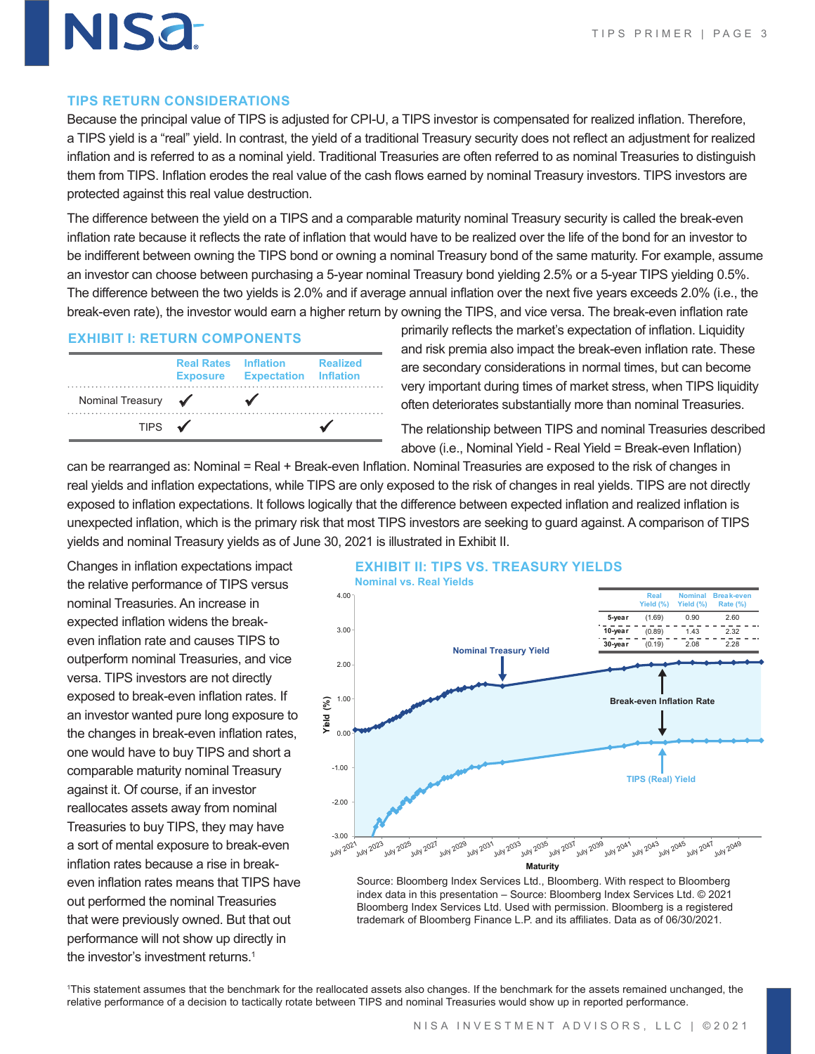## TIPS RETURN CONSIDERATIONS

Because the principal value of TIPS is adjusted for CPI-U, a TIPS investor is compensated for realized inflation. Therefore, a TIPS yield is a "real" yield. In contrast, the yield of a traditional Treasury security does not reflect an adjustment for realized inflation and is referred to as a nominal yield. Traditional Treasuries are often referred to as nominal Treasuries to distinguish them from TIPS. Inflation erodes the real value of the cash flows earned by nominal Treasury investors. TIPS investors are protected against this real value destruction.

The difference between the yield on a TIPS and a comparable maturity nominal Treasury security is called the break-even inflation rate because it reflects the rate of inflation that would have to be realized over the life of the bond for an investor to be indifferent between owning the TIPS bond or owning a nominal Treasury bond of the same maturity. For example, assume an investor can choose between purchasing a 5-year nominal Treasury bond yielding 2.5% or a 5-year TIPS yielding 0.5%. The difference between the two yields is 2.0% and if average annual inflation over the next five years exceeds 2.0% (i.e., the break-even rate), the investor would earn a higher return by owning the TIPS, and vice versa. The break-even inflation rate primarily reflects the market's expectation of inflation. Liquidity and risk premia also impact the break-even inflation rate. These are secondary considerations in normal times, but can become very important during times of market stress, when TIPS liquidity often deteriorates substantially more than nominal Treasuries.

### EXHIBIT I: RETURN COMPONENTS

| | Real Rates Exposure | Inflation Expectation | Realized Inflation |
|---|---|---|---|
| Nominal Treasury | ✓ | ✓ | |
| TIPS | ✓ | | ✓ |

The relationship between TIPS and nominal Treasuries described above (i.e., Nominal Yield - Real Yield = Break-even Inflation) can be rearranged as: Nominal = Real + Break-even Inflation. Nominal Treasuries are exposed to the risk of changes in real yields and inflation expectations, while TIPS are only exposed to the risk of changes in real yields. TIPS are not directly exposed to inflation expectations. It follows logically that the difference between expected inflation and realized inflation is unexpected inflation, which is the primary risk that most TIPS investors are seeking to guard against. A comparison of TIPS yields and nominal Treasury yields as of June 30, 2021 is illustrated in Exhibit II.

Changes in inflation expectations impact the relative performance of TIPS versus nominal Treasuries. An increase in expected inflation widens the break-even inflation rate and causes TIPS to outperform nominal Treasuries, and vice versa. TIPS investors are not directly exposed to break-even inflation rates. If an investor wanted pure long exposure to the changes in break-even inflation rates, one would have to buy TIPS and short a comparable maturity nominal Treasury against it. Of course, if an investor reallocates assets away from nominal Treasuries to buy TIPS, they may have a sort of mental exposure to break-even inflation rates because a rise in break-even inflation rates means that TIPS have out performed the nominal Treasuries that were previously owned. But that out performance will not show up directly in the investor's investment returns.[1]

### EXHIBIT II: TIPS VS. TREASURY YIELDS

Nominal vs. Real Yields

| | Real Yield (%) | Nominal Yield (%) | Break-even Rate (%) |
|---|---|---|---|
| 5-year | (1.69) | 0.90 | 2.60 |
| 10-year | (0.89) | 1.43 | 2.32 |
| 30-year | (0.19) | 2.08 | 2.28 |

Source: Bloomberg Index Services Ltd., Bloomberg. With respect to Bloomberg index data in this presentation – Source: Bloomberg Index Services Ltd. © 2021 Bloomberg Index Services Ltd. Used with permission. Bloomberg is a registered trademark of Bloomberg Finance L.P. and its affiliates. Data as of 06/30/2021.

[1]This statement assumes that the benchmark for the reallocated assets also changes. If the benchmark for the assets remained unchanged, the relative performance of a decision to tactically rotate between TIPS and nominal Treasuries would show up in reported performance.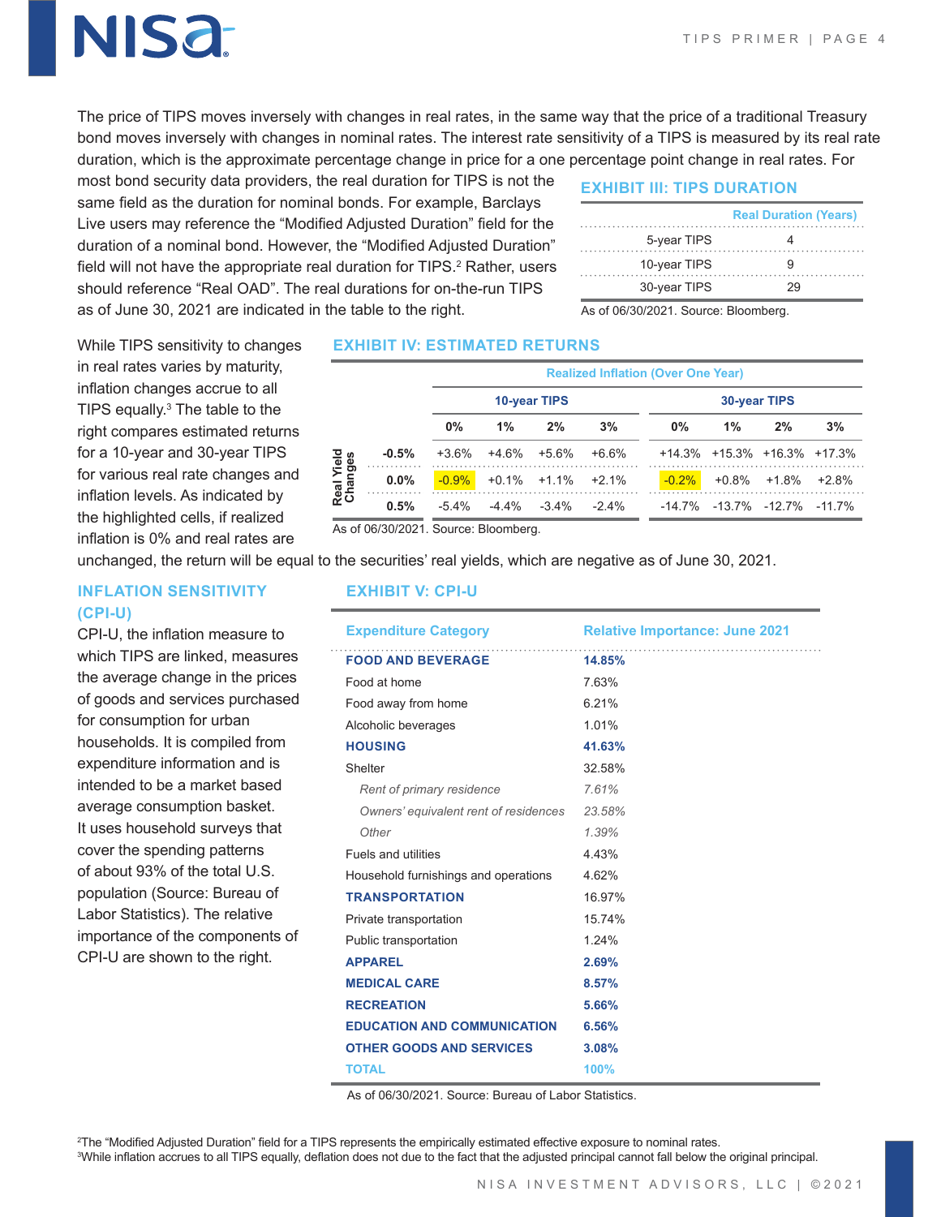The price of TIPS moves inversely with changes in real rates, in the same way that the price of a traditional Treasury bond moves inversely with changes in nominal rates. The interest rate sensitivity of a TIPS is measured by its real rate duration, which is the approximate percentage change in price for a one percentage point change in real rates. For most bond security data providers, the real duration for TIPS is not the same field as the duration for nominal bonds. For example, Barclays Live users may reference the "Modified Adjusted Duration" field for the duration of a nominal bond. However, the "Modified Adjusted Duration" field will not have the appropriate real duration for TIPS.[2] Rather, users should reference "Real OAD". The real durations for on-the-run TIPS as of June 30, 2021 are indicated in the table to the right.

## EXHIBIT III: TIPS DURATION

| | Real Duration (Years) |
|---|---|
| 5-year TIPS | 4 |
| 10-year TIPS | 9 |
| 30-year TIPS | 29 |

As of 06/30/2021. Source: Bloomberg.

While TIPS sensitivity to changes in real rates varies by maturity, inflation changes accrue to all TIPS equally.[3] The table to the right compares estimated returns for a 10-year and 30-year TIPS for various real rate changes and inflation levels. As indicated by the highlighted cells, if realized inflation is 0% and real rates are unchanged, the return will be equal to the securities' real yields, which are negative as of June 30, 2021.

## EXHIBIT IV: ESTIMATED RETURNS

| | Realized Inflation (Over One Year) | | | | | | | |
|---|---|---|---|---|---|---|---|---|
| | 10-year TIPS | | | | 30-year TIPS | | | |
| Real Yield Changes | 0% | 1% | 2% | 3% | 0% | 1% | 2% | 3% |
| -0.5% | +3.6% | +4.6% | +5.6% | +6.6% | +14.3% | +15.3% | +16.3% | +17.3% |
| 0.0% | -0.9% | +0.1% | +1.1% | +2.1% | -0.2% | +0.8% | +1.8% | +2.8% |
| 0.5% | -5.4% | -4.4% | -3.4% | -2.4% | -14.7% | -13.7% | -12.7% | -11.7% |

As of 06/30/2021. Source: Bloomberg.

## INFLATION SENSITIVITY (CPI-U)

CPI-U, the inflation measure to which TIPS are linked, measures the average change in the prices of goods and services purchased for consumption for urban households. It is compiled from expenditure information and is intended to be a market based average consumption basket. It uses household surveys that cover the spending patterns of about 93% of the total U.S. population (Source: Bureau of Labor Statistics). The relative importance of the components of CPI-U are shown to the right.

## EXHIBIT V: CPI-U

| Expenditure Category | Relative Importance: June 2021 |
|---|---|
| **FOOD AND BEVERAGE** | **14.85%** |
| Food at home | 7.63% |
| Food away from home | 6.21% |
| Alcoholic beverages | 1.01% |
| **HOUSING** | **41.63%** |
| Shelter | 32.58% |
| *Rent of primary residence* | *7.61%* |
| *Owners' equivalent rent of residences* | *23.58%* |
| *Other* | *1.39%* |
| Fuels and utilities | 4.43% |
| Household furnishings and operations | 4.62% |
| **TRANSPORTATION** | 16.97% |
| Private transportation | 15.74% |
| Public transportation | 1.24% |
| **APPAREL** | **2.69%** |
| **MEDICAL CARE** | **8.57%** |
| **RECREATION** | **5.66%** |
| **EDUCATION AND COMMUNICATION** | **6.56%** |
| **OTHER GOODS AND SERVICES** | **3.08%** |
| **TOTAL** | **100%** |

As of 06/30/2021. Source: Bureau of Labor Statistics.

[2] The "Modified Adjusted Duration" field for a TIPS represents the empirically estimated effective exposure to nominal rates.
[3] While inflation accrues to all TIPS equally, deflation does not due to the fact that the adjusted principal cannot fall below the original principal.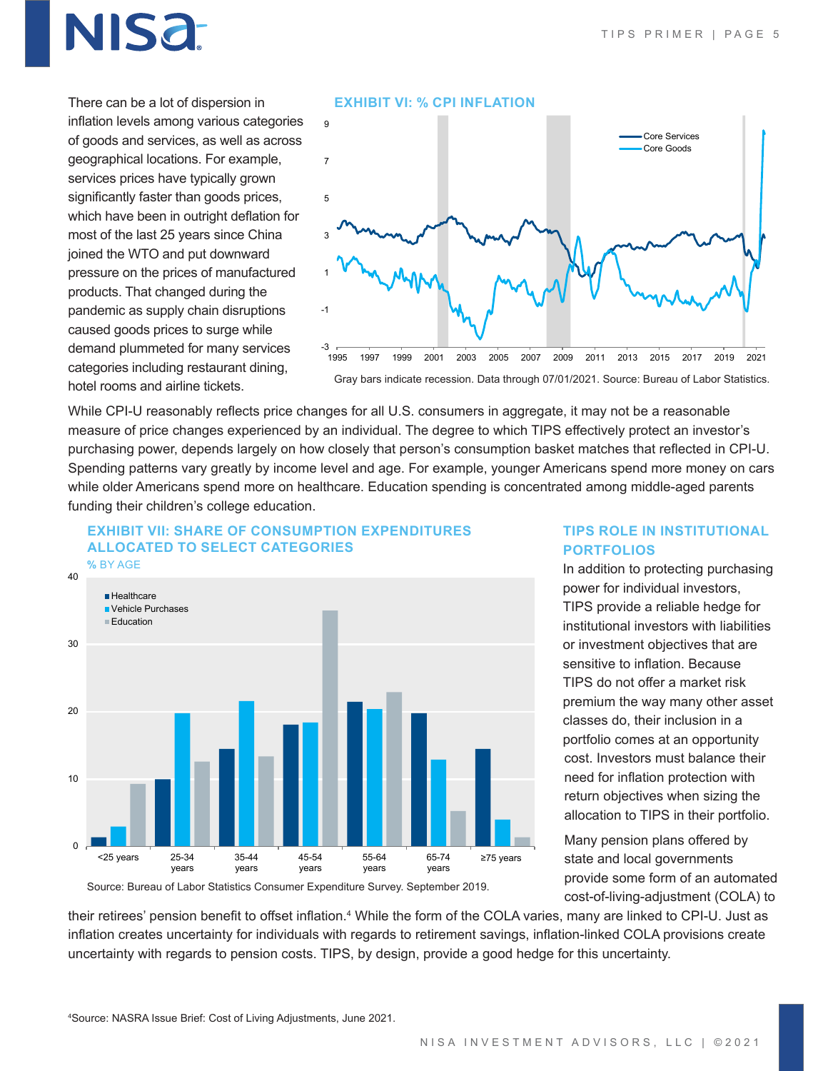There can be a lot of dispersion in inflation levels among various categories of goods and services, as well as across geographical locations. For example, services prices have typically grown significantly faster than goods prices, which have been in outright deflation for most of the last 25 years since China joined the WTO and put downward pressure on the prices of manufactured products. That changed during the pandemic as supply chain disruptions caused goods prices to surge while demand plummeted for many services categories including restaurant dining, hotel rooms and airline tickets.

### EXHIBIT VI: % CPI INFLATION

Gray bars indicate recession. Data through 07/01/2021. Source: Bureau of Labor Statistics.

While CPI-U reasonably reflects price changes for all U.S. consumers in aggregate, it may not be a reasonable measure of price changes experienced by an individual. The degree to which TIPS effectively protect an investor's purchasing power, depends largely on how closely that person's consumption basket matches that reflected in CPI-U. Spending patterns vary greatly by income level and age. For example, younger Americans spend more money on cars while older Americans spend more on healthcare. Education spending is concentrated among middle-aged parents funding their children's college education.

### EXHIBIT VII: SHARE OF CONSUMPTION EXPENDITURES ALLOCATED TO SELECT CATEGORIES

% BY AGE

Source: Bureau of Labor Statistics Consumer Expenditure Survey. September 2019.

## TIPS ROLE IN INSTITUTIONAL PORTFOLIOS

In addition to protecting purchasing power for individual investors, TIPS provide a reliable hedge for institutional investors with liabilities or investment objectives that are sensitive to inflation. Because TIPS do not offer a market risk premium the way many other asset classes do, their inclusion in a portfolio comes at an opportunity cost. Investors must balance their need for inflation protection with return objectives when sizing the allocation to TIPS in their portfolio.

Many pension plans offered by state and local governments provide some form of an automated cost-of-living-adjustment (COLA) to their retirees' pension benefit to offset inflation.[4] While the form of the COLA varies, many are linked to CPI-U. Just as inflation creates uncertainty for individuals with regards to retirement savings, inflation-linked COLA provisions create uncertainty with regards to pension costs. TIPS, by design, provide a good hedge for this uncertainty.

[4]Source: NASRA Issue Brief: Cost of Living Adjustments, June 2021.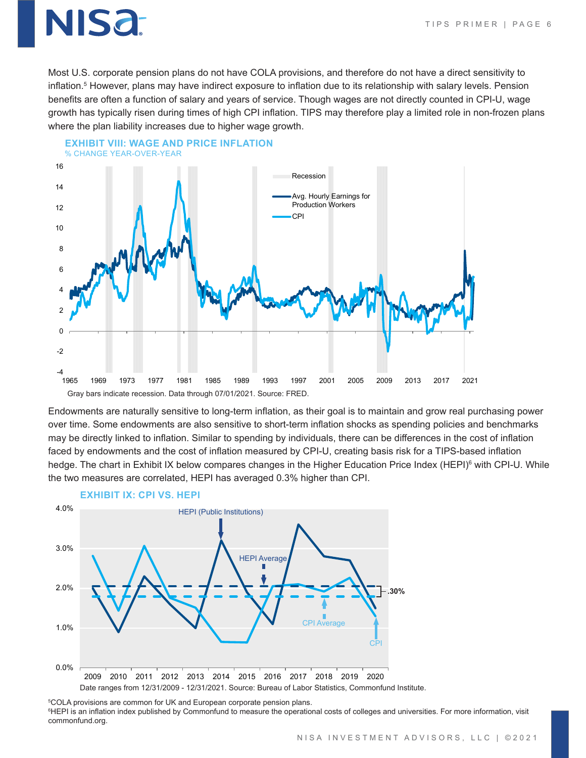Most U.S. corporate pension plans do not have COLA provisions, and therefore do not have a direct sensitivity to inflation.[5] However, plans may have indirect exposure to inflation due to its relationship with salary levels. Pension benefits are often a function of salary and years of service. Though wages are not directly counted in CPI-U, wage growth has typically risen during times of high CPI inflation. TIPS may therefore play a limited role in non-frozen plans where the plan liability increases due to higher wage growth.

## EXHIBIT VIII: WAGE AND PRICE INFLATION

% CHANGE YEAR-OVER-YEAR

Gray bars indicate recession. Data through 07/01/2021. Source: FRED.

Endowments are naturally sensitive to long-term inflation, as their goal is to maintain and grow real purchasing power over time. Some endowments are also sensitive to short-term inflation shocks as spending policies and benchmarks may be directly linked to inflation. Similar to spending by individuals, there can be differences in the cost of inflation faced by endowments and the cost of inflation measured by CPI-U, creating basis risk for a TIPS-based inflation hedge. The chart in Exhibit IX below compares changes in the Higher Education Price Index (HEPI)[6] with CPI-U. While the two measures are correlated, HEPI has averaged 0.3% higher than CPI.

## EXHIBIT IX: CPI VS. HEPI

Date ranges from 12/31/2009 - 12/31/2021. Source: Bureau of Labor Statistics, Commonfund Institute.

[5] COLA provisions are common for UK and European corporate pension plans.

[6] HEPI is an inflation index published by Commonfund to measure the operational costs of colleges and universities. For more information, visit commonfund.org.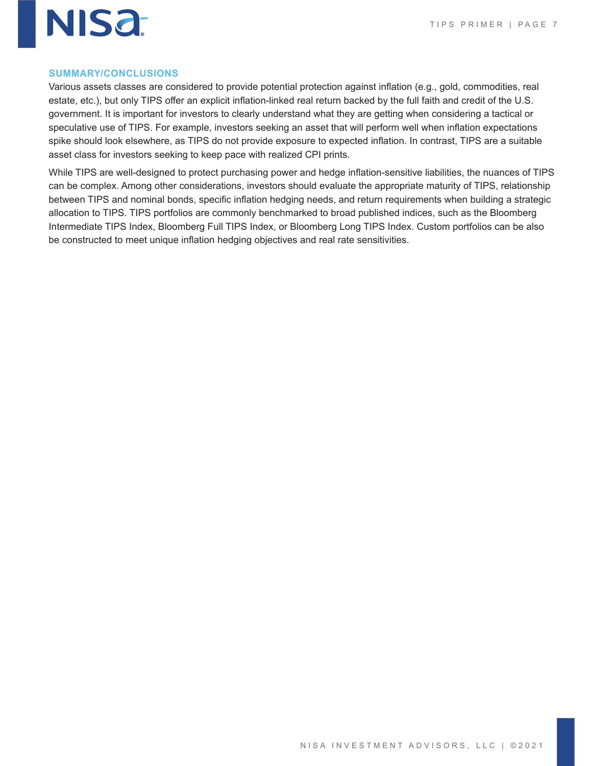## SUMMARY/CONCLUSIONS

Various assets classes are considered to provide potential protection against inflation (e.g., gold, commodities, real estate, etc.), but only TIPS offer an explicit inflation-linked real return backed by the full faith and credit of the U.S. government. It is important for investors to clearly understand what they are getting when considering a tactical or speculative use of TIPS. For example, investors seeking an asset that will perform well when inflation expectations spike should look elsewhere, as TIPS do not provide exposure to expected inflation. In contrast, TIPS are a suitable asset class for investors seeking to keep pace with realized CPI prints.

While TIPS are well-designed to protect purchasing power and hedge inflation-sensitive liabilities, the nuances of TIPS can be complex. Among other considerations, investors should evaluate the appropriate maturity of TIPS, relationship between TIPS and nominal bonds, specific inflation hedging needs, and return requirements when building a strategic allocation to TIPS. TIPS portfolios are commonly benchmarked to broad published indices, such as the Bloomberg Intermediate TIPS Index, Bloomberg Full TIPS Index, or Bloomberg Long TIPS Index. Custom portfolios can be also be constructed to meet unique inflation hedging objectives and real rate sensitivities.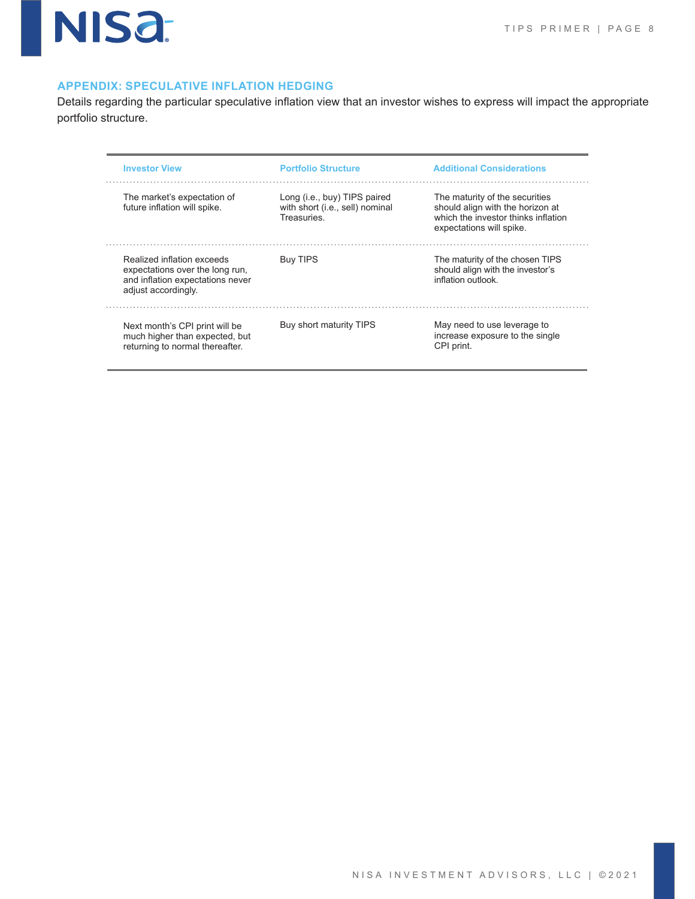## APPENDIX: SPECULATIVE INFLATION HEDGING

Details regarding the particular speculative inflation view that an investor wishes to express will impact the appropriate portfolio structure.

| Investor View | Portfolio Structure | Additional Considerations |
|---|---|---|
| The market's expectation of future inflation will spike. | Long (i.e., buy) TIPS paired with short (i.e., sell) nominal Treasuries. | The maturity of the securities should align with the horizon at which the investor thinks inflation expectations will spike. |
| Realized inflation exceeds expectations over the long run, and inflation expectations never adjust accordingly. | Buy TIPS | The maturity of the chosen TIPS should align with the investor's inflation outlook. |
| Next month's CPI print will be much higher than expected, but returning to normal thereafter. | Buy short maturity TIPS | May need to use leverage to increase exposure to the single CPI print. |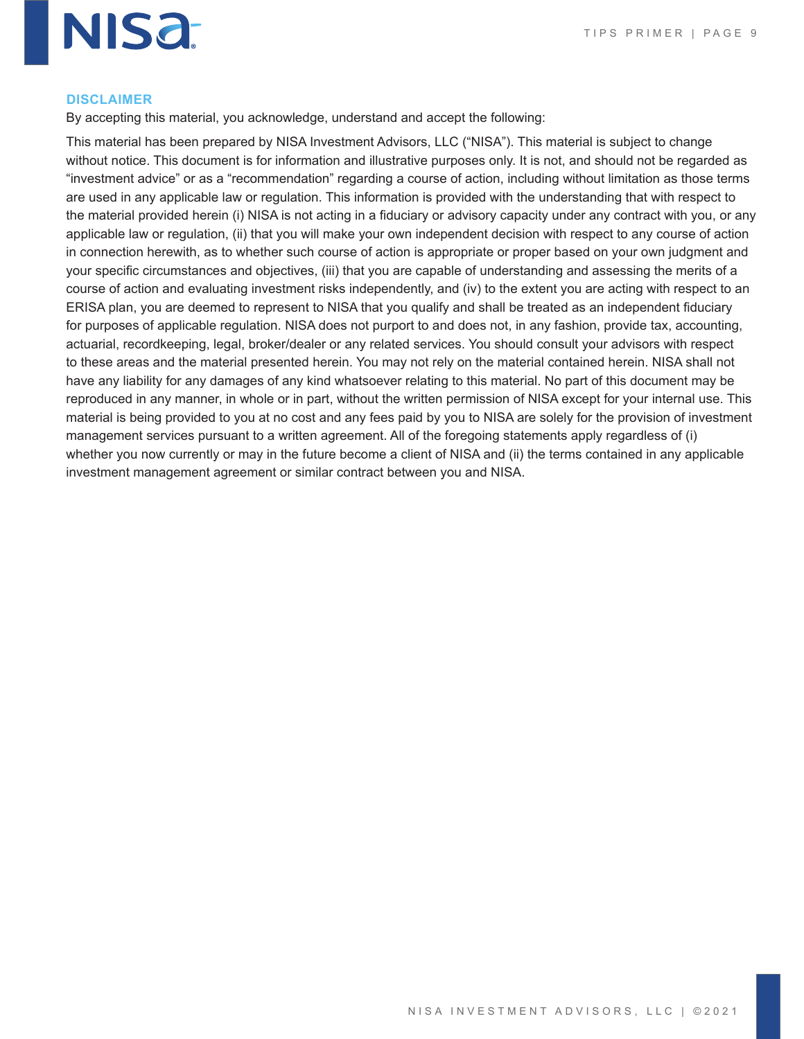## DISCLAIMER

By accepting this material, you acknowledge, understand and accept the following:

This material has been prepared by NISA Investment Advisors, LLC ("NISA"). This material is subject to change without notice. This document is for information and illustrative purposes only. It is not, and should not be regarded as "investment advice" or as a "recommendation" regarding a course of action, including without limitation as those terms are used in any applicable law or regulation. This information is provided with the understanding that with respect to the material provided herein (i) NISA is not acting in a fiduciary or advisory capacity under any contract with you, or any applicable law or regulation, (ii) that you will make your own independent decision with respect to any course of action in connection herewith, as to whether such course of action is appropriate or proper based on your own judgment and your specific circumstances and objectives, (iii) that you are capable of understanding and assessing the merits of a course of action and evaluating investment risks independently, and (iv) to the extent you are acting with respect to an ERISA plan, you are deemed to represent to NISA that you qualify and shall be treated as an independent fiduciary for purposes of applicable regulation. NISA does not purport to and does not, in any fashion, provide tax, accounting, actuarial, recordkeeping, legal, broker/dealer or any related services. You should consult your advisors with respect to these areas and the material presented herein. You may not rely on the material contained herein. NISA shall not have any liability for any damages of any kind whatsoever relating to this material. No part of this document may be reproduced in any manner, in whole or in part, without the written permission of NISA except for your internal use. This material is being provided to you at no cost and any fees paid by you to NISA are solely for the provision of investment management services pursuant to a written agreement. All of the foregoing statements apply regardless of (i) whether you now currently or may in the future become a client of NISA and (ii) the terms contained in any applicable investment management agreement or similar contract between you and NISA.